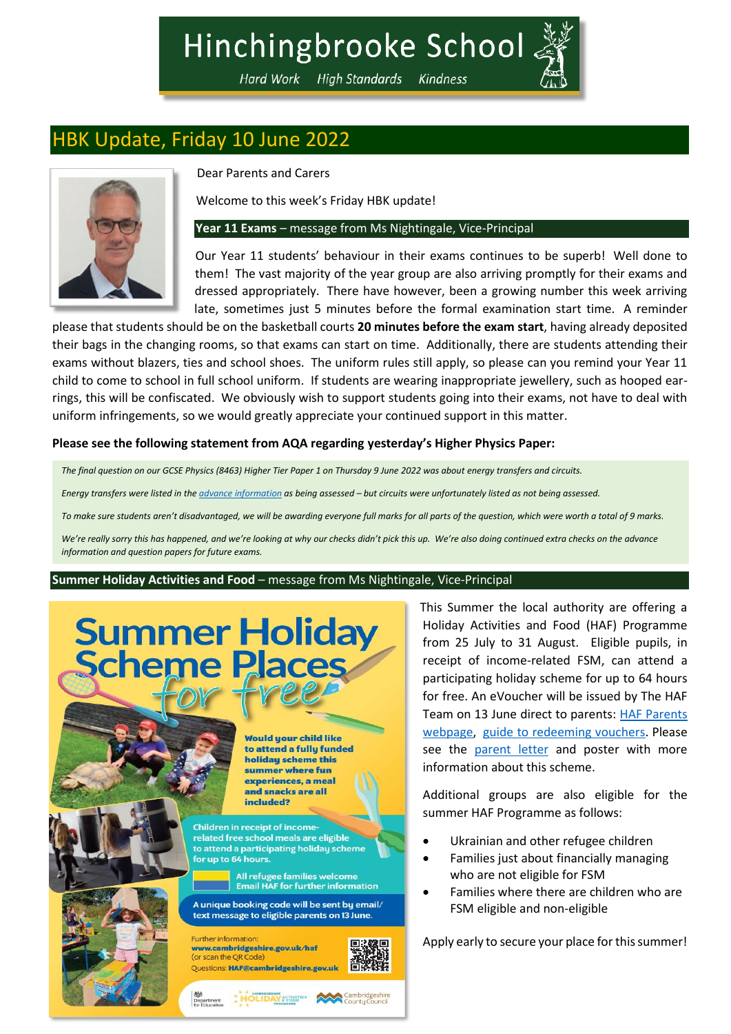# Hinchingbrooke School

*Hard Work High Standards Kindness*

## HBK Update, Friday 10 June 2022

Dear Parents and Carers

Welcome to this week's Friday HBK update!

### **Year 11 Exams** – message from Ms Nightingale, Vice-Principal

Our Year 11 students' behaviour in their exams continues to be superb! Well done to them! The vast majority of the year group are also arriving promptly for their exams and dressed appropriately. There have however, been a growing number this week arriving late, sometimes just 5 minutes before the formal examination start time. A reminder please that students should be on the basketball courts **20 minutes before the exam start**, having already deposited their bags in the changing rooms, so that exams can start on time. Additionally, there are students attending their exams without blazers, ties and school shoes. The uniform rules still apply, so please can you remind your Year 11 child to come to school in full school uniform. If students are wearing inappropriate jewellery, such as hooped ear-rings, this will be confiscated. We obviously wish to support students going into their exams, not have to deal with uniform infringements, so we would greatly appreciate your continued support in this matter.

**Please see the following statement from AQA regarding yesterday's Higher Physics Paper:**

*The final question on our GCSE Physics (8463) Higher Tier Paper 1 on Thursday 9 June 2022 was about energy transfers and circuits.*

*Energy transfers were listed in the advance information as being assessed – but circuits were unfortunately listed as not being assessed.*

*To make sure students aren't disadvantaged, we will be awarding everyone full marks for all parts of the question, which were worth a total of 9 marks.*

*We're really sorry this has happened, and we're looking at why our checks didn't pick this up. We're also doing continued extra checks on the advance information and question papers for future exams.*

### **Summer Holiday Activities and Food** – message from Ms Nightingale, Vice-Principal

**Summer Holiday Scheme Places for free**

**Would your child like to attend a fully funded holiday scheme this summer where fun experiences, a meal and snacks are all included?**

Children in receipt of income-related free school meals are eligible to attend a participating holiday scheme for up to 64 hours.

All refugee families welcome. Email HAF for further information

A unique booking code will be sent by email/text message to eligible parents on 13 June.

Further information: **www.cambridgeshire.gov.uk/haf** (or scan the QR Code)
Questions: **HAF@cambridgeshire.gov.uk**

Department for Education | Holiday Activities and Food Programme | Cambridgeshire County Council

This Summer the local authority are offering a Holiday Activities and Food (HAF) Programme from 25 July to 31 August. Eligible pupils, in receipt of income-related FSM, can attend a participating holiday scheme for up to 64 hours for free. An eVoucher will be issued by The HAF Team on 13 June direct to parents: HAF Parents webpage, guide to redeeming vouchers. Please see the parent letter and poster with more information about this scheme.

Additional groups are also eligible for the summer HAF Programme as follows:

- Ukrainian and other refugee children
- Families just about financially managing who are not eligible for FSM
- Families where there are children who are FSM eligible and non-eligible

Apply early to secure your place for this summer!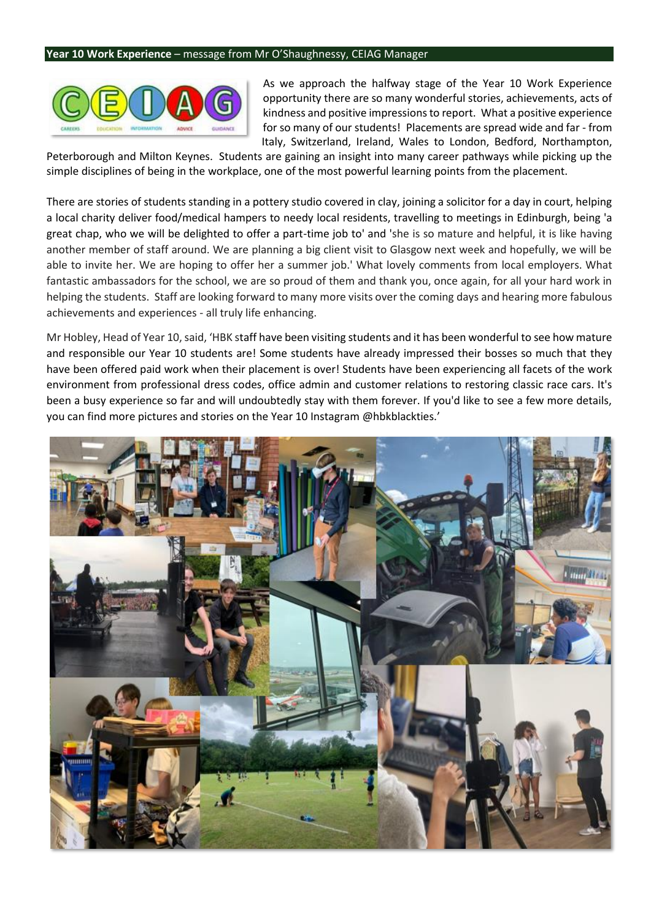**Year 10 Work Experience** – message from Mr O'Shaughnessy, CEIAG Manager

As we approach the halfway stage of the Year 10 Work Experience opportunity there are so many wonderful stories, achievements, acts of kindness and positive impressions to report. What a positive experience for so many of our students! Placements are spread wide and far - from Italy, Switzerland, Ireland, Wales to London, Bedford, Northampton, Peterborough and Milton Keynes. Students are gaining an insight into many career pathways while picking up the simple disciplines of being in the workplace, one of the most powerful learning points from the placement.

There are stories of students standing in a pottery studio covered in clay, joining a solicitor for a day in court, helping a local charity deliver food/medical hampers to needy local residents, travelling to meetings in Edinburgh, being 'a great chap, who we will be delighted to offer a part-time job to' and 'she is so mature and helpful, it is like having another member of staff around. We are planning a big client visit to Glasgow next week and hopefully, we will be able to invite her. We are hoping to offer her a summer job.' What lovely comments from local employers. What fantastic ambassadors for the school, we are so proud of them and thank you, once again, for all your hard work in helping the students. Staff are looking forward to many more visits over the coming days and hearing more fabulous achievements and experiences - all truly life enhancing.

Mr Hobley, Head of Year 10, said, 'HBK staff have been visiting students and it has been wonderful to see how mature and responsible our Year 10 students are! Some students have already impressed their bosses so much that they have been offered paid work when their placement is over! Students have been experiencing all facets of the work environment from professional dress codes, office admin and customer relations to restoring classic race cars. It's been a busy experience so far and will undoubtedly stay with them forever. If you'd like to see a few more details, you can find more pictures and stories on the Year 10 Instagram @hbkblackties.'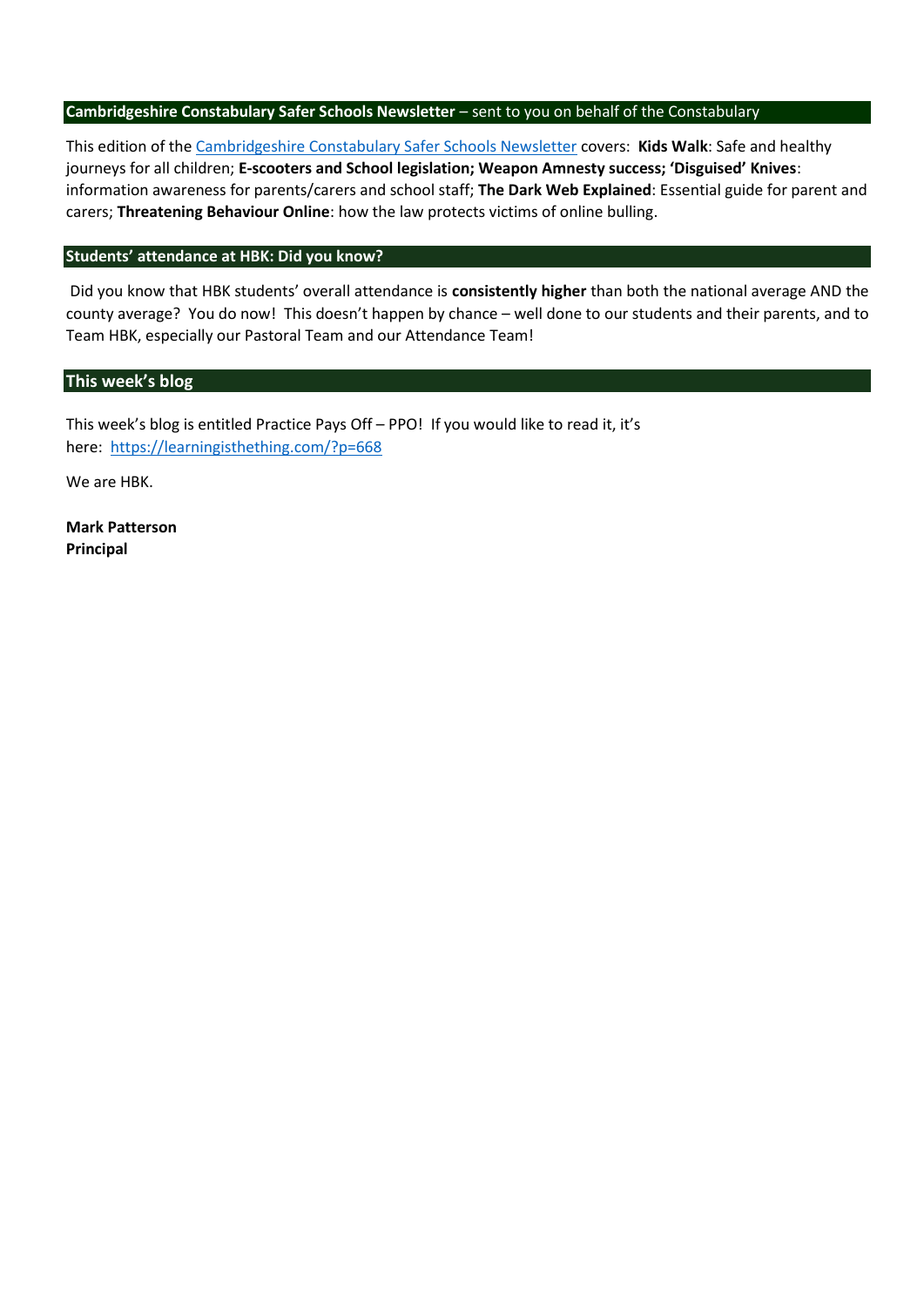## **Cambridgeshire Constabulary Safer Schools Newsletter** – sent to you on behalf of the Constabulary

This edition of the Cambridgeshire Constabulary Safer Schools Newsletter covers: **Kids Walk**: Safe and healthy journeys for all children; **E-scooters and School legislation; Weapon Amnesty success; 'Disguised' Knives**: information awareness for parents/carers and school staff; **The Dark Web Explained**: Essential guide for parent and carers; **Threatening Behaviour Online**: how the law protects victims of online bulling.

## **Students' attendance at HBK: Did you know?**

Did you know that HBK students' overall attendance is **consistently higher** than both the national average AND the county average? You do now! This doesn't happen by chance – well done to our students and their parents, and to Team HBK, especially our Pastoral Team and our Attendance Team!

## **This week's blog**

This week's blog is entitled Practice Pays Off – PPO! If you would like to read it, it's here: https://learningisthething.com/?p=668

We are HBK.

**Mark Patterson**
**Principal**